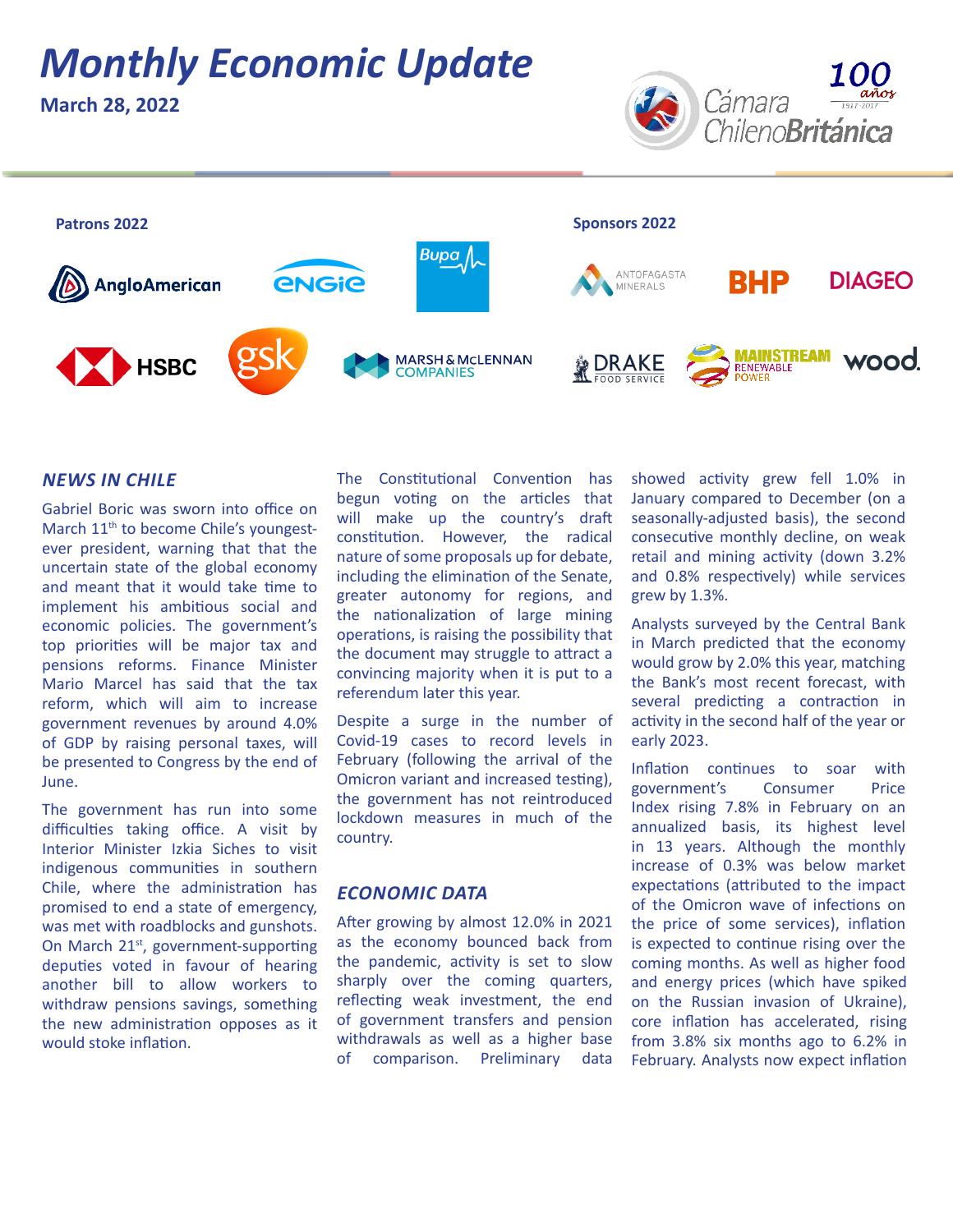# Monthly Economic Update

**March 28, 2022**

Cámara ChilenoBritánica — 100 años 1917-2017

**Patrons 2022**

AngloAmerican, ENGIE, Bupa, HSBC, gsk, Marsh & McLennan Companies

**Sponsors 2022**

Antofagasta Minerals, BHP, DIAGEO, Drake Food Service, Mainstream Renewable Power, wood.

## NEWS IN CHILE

Gabriel Boric was sworn into office on March 11th to become Chile's youngest-ever president, warning that that the uncertain state of the global economy and meant that it would take time to implement his ambitious social and economic policies. The government's top priorities will be major tax and pensions reforms. Finance Minister Mario Marcel has said that the tax reform, which will aim to increase government revenues by around 4.0% of GDP by raising personal taxes, will be presented to Congress by the end of June.

The government has run into some difficulties taking office. A visit by Interior Minister Izkia Siches to visit indigenous communities in southern Chile, where the administration has promised to end a state of emergency, was met with roadblocks and gunshots. On March 21st, government-supporting deputies voted in favour of hearing another bill to allow workers to withdraw pensions savings, something the new administration opposes as it would stoke inflation.

The Constitutional Convention has begun voting on the articles that will make up the country's draft constitution. However, the radical nature of some proposals up for debate, including the elimination of the Senate, greater autonomy for regions, and the nationalization of large mining operations, is raising the possibility that the document may struggle to attract a convincing majority when it is put to a referendum later this year.

Despite a surge in the number of Covid-19 cases to record levels in February (following the arrival of the Omicron variant and increased testing), the government has not reintroduced lockdown measures in much of the country.

## ECONOMIC DATA

After growing by almost 12.0% in 2021 as the economy bounced back from the pandemic, activity is set to slow sharply over the coming quarters, reflecting weak investment, the end of government transfers and pension withdrawals as well as a higher base of comparison. Preliminary data showed activity grew fell 1.0% in January compared to December (on a seasonally-adjusted basis), the second consecutive monthly decline, on weak retail and mining activity (down 3.2% and 0.8% respectively) while services grew by 1.3%.

Analysts surveyed by the Central Bank in March predicted that the economy would grow by 2.0% this year, matching the Bank's most recent forecast, with several predicting a contraction in activity in the second half of the year or early 2023.

Inflation continues to soar with government's Consumer Price Index rising 7.8% in February on an annualized basis, its highest level in 13 years. Although the monthly increase of 0.3% was below market expectations (attributed to the impact of the Omicron wave of infections on the price of some services), inflation is expected to continue rising over the coming months. As well as higher food and energy prices (which have spiked on the Russian invasion of Ukraine), core inflation has accelerated, rising from 3.8% six months ago to 6.2% in February. Analysts now expect inflation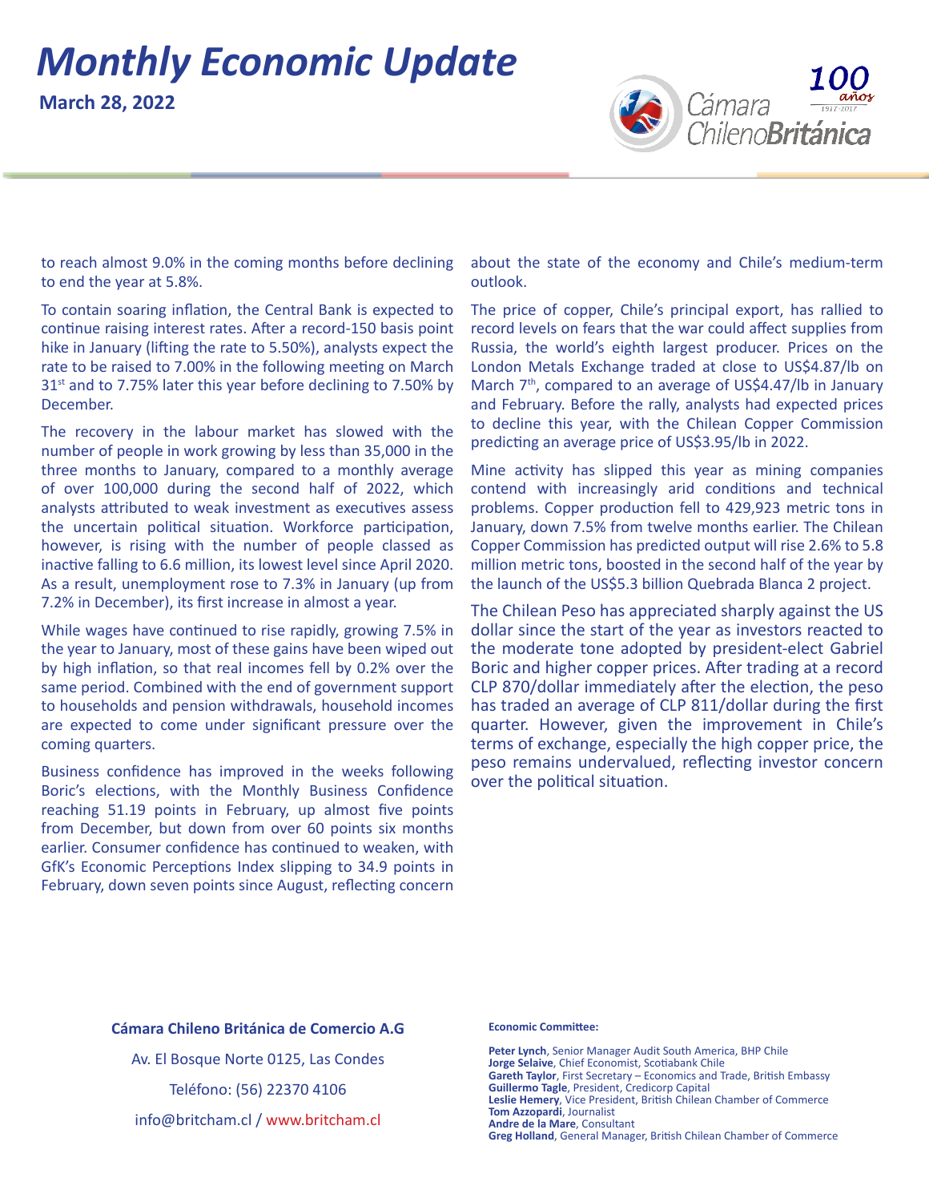to reach almost 9.0% in the coming months before declining to end the year at 5.8%.

To contain soaring inflation, the Central Bank is expected to continue raising interest rates. After a record-150 basis point hike in January (lifting the rate to 5.50%), analysts expect the rate to be raised to 7.00% in the following meeting on March 31st and to 7.75% later this year before declining to 7.50% by December.

The recovery in the labour market has slowed with the number of people in work growing by less than 35,000 in the three months to January, compared to a monthly average of over 100,000 during the second half of 2022, which analysts attributed to weak investment as executives assess the uncertain political situation. Workforce participation, however, is rising with the number of people classed as inactive falling to 6.6 million, its lowest level since April 2020. As a result, unemployment rose to 7.3% in January (up from 7.2% in December), its first increase in almost a year.

While wages have continued to rise rapidly, growing 7.5% in the year to January, most of these gains have been wiped out by high inflation, so that real incomes fell by 0.2% over the same period. Combined with the end of government support to households and pension withdrawals, household incomes are expected to come under significant pressure over the coming quarters.

Business confidence has improved in the weeks following Boric's elections, with the Monthly Business Confidence reaching 51.19 points in February, up almost five points from December, but down from over 60 points six months earlier. Consumer confidence has continued to weaken, with GfK's Economic Perceptions Index slipping to 34.9 points in February, down seven points since August, reflecting concern about the state of the economy and Chile's medium-term outlook.

The price of copper, Chile's principal export, has rallied to record levels on fears that the war could affect supplies from Russia, the world's eighth largest producer. Prices on the London Metals Exchange traded at close to US$4.87/lb on March 7th, compared to an average of US$4.47/lb in January and February. Before the rally, analysts had expected prices to decline this year, with the Chilean Copper Commission predicting an average price of US$3.95/lb in 2022.

Mine activity has slipped this year as mining companies contend with increasingly arid conditions and technical problems. Copper production fell to 429,923 metric tons in January, down 7.5% from twelve months earlier. The Chilean Copper Commission has predicted output will rise 2.6% to 5.8 million metric tons, boosted in the second half of the year by the launch of the US$5.3 billion Quebrada Blanca 2 project.

The Chilean Peso has appreciated sharply against the US dollar since the start of the year as investors reacted to the moderate tone adopted by president-elect Gabriel Boric and higher copper prices. After trading at a record CLP 870/dollar immediately after the election, the peso has traded an average of CLP 811/dollar during the first quarter. However, given the improvement in Chile's terms of exchange, especially the high copper price, the peso remains undervalued, reflecting investor concern over the political situation.

**Cámara Chileno Británica de Comercio A.G**

Av. El Bosque Norte 0125, Las Condes

Teléfono: (56) 22370 4106

info@britcham.cl / www.britcham.cl

**Economic Committee:**

**Peter Lynch**, Senior Manager Audit South America, BHP Chile
**Jorge Selaive**, Chief Economist, Scotiabank Chile
**Gareth Taylor**, First Secretary – Economics and Trade, British Embassy
**Guillermo Tagle**, President, Credicorp Capital
**Leslie Hemery**, Vice President, British Chilean Chamber of Commerce
**Tom Azzopardi**, Journalist
**Andre de la Mare**, Consultant
**Greg Holland**, General Manager, British Chilean Chamber of Commerce